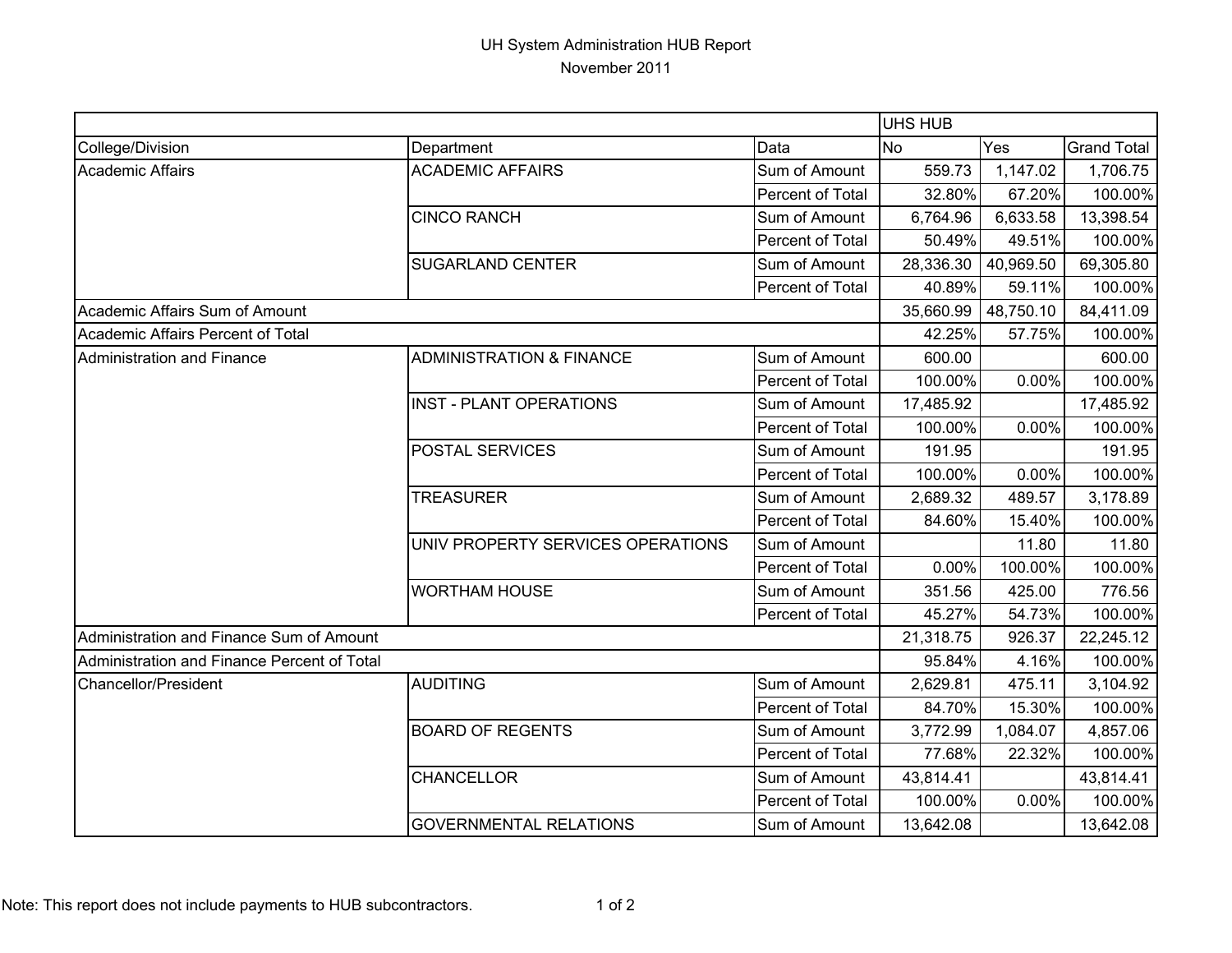# UH System Administration HUB Report

November 2011

| | | | UHS HUB | | |
|---|---|---|---|---|---|
| College/Division | Department | Data | No | Yes | Grand Total |
| Academic Affairs | ACADEMIC AFFAIRS | Sum of Amount | 559.73 | 1,147.02 | 1,706.75 |
| | | Percent of Total | 32.80% | 67.20% | 100.00% |
| | CINCO RANCH | Sum of Amount | 6,764.96 | 6,633.58 | 13,398.54 |
| | | Percent of Total | 50.49% | 49.51% | 100.00% |
| | SUGARLAND CENTER | Sum of Amount | 28,336.30 | 40,969.50 | 69,305.80 |
| | | Percent of Total | 40.89% | 59.11% | 100.00% |
| Academic Affairs Sum of Amount | | | 35,660.99 | 48,750.10 | 84,411.09 |
| Academic Affairs Percent of Total | | | 42.25% | 57.75% | 100.00% |
| Administration and Finance | ADMINISTRATION & FINANCE | Sum of Amount | 600.00 | | 600.00 |
| | | Percent of Total | 100.00% | 0.00% | 100.00% |
| | INST - PLANT OPERATIONS | Sum of Amount | 17,485.92 | | 17,485.92 |
| | | Percent of Total | 100.00% | 0.00% | 100.00% |
| | POSTAL SERVICES | Sum of Amount | 191.95 | | 191.95 |
| | | Percent of Total | 100.00% | 0.00% | 100.00% |
| | TREASURER | Sum of Amount | 2,689.32 | 489.57 | 3,178.89 |
| | | Percent of Total | 84.60% | 15.40% | 100.00% |
| | UNIV PROPERTY SERVICES OPERATIONS | Sum of Amount | | 11.80 | 11.80 |
| | | Percent of Total | 0.00% | 100.00% | 100.00% |
| | WORTHAM HOUSE | Sum of Amount | 351.56 | 425.00 | 776.56 |
| | | Percent of Total | 45.27% | 54.73% | 100.00% |
| Administration and Finance Sum of Amount | | | 21,318.75 | 926.37 | 22,245.12 |
| Administration and Finance Percent of Total | | | 95.84% | 4.16% | 100.00% |
| Chancellor/President | AUDITING | Sum of Amount | 2,629.81 | 475.11 | 3,104.92 |
| | | Percent of Total | 84.70% | 15.30% | 100.00% |
| | BOARD OF REGENTS | Sum of Amount | 3,772.99 | 1,084.07 | 4,857.06 |
| | | Percent of Total | 77.68% | 22.32% | 100.00% |
| | CHANCELLOR | Sum of Amount | 43,814.41 | | 43,814.41 |
| | | Percent of Total | 100.00% | 0.00% | 100.00% |
| | GOVERNMENTAL RELATIONS | Sum of Amount | 13,642.08 | | 13,642.08 |

Note: This report does not include payments to HUB subcontractors.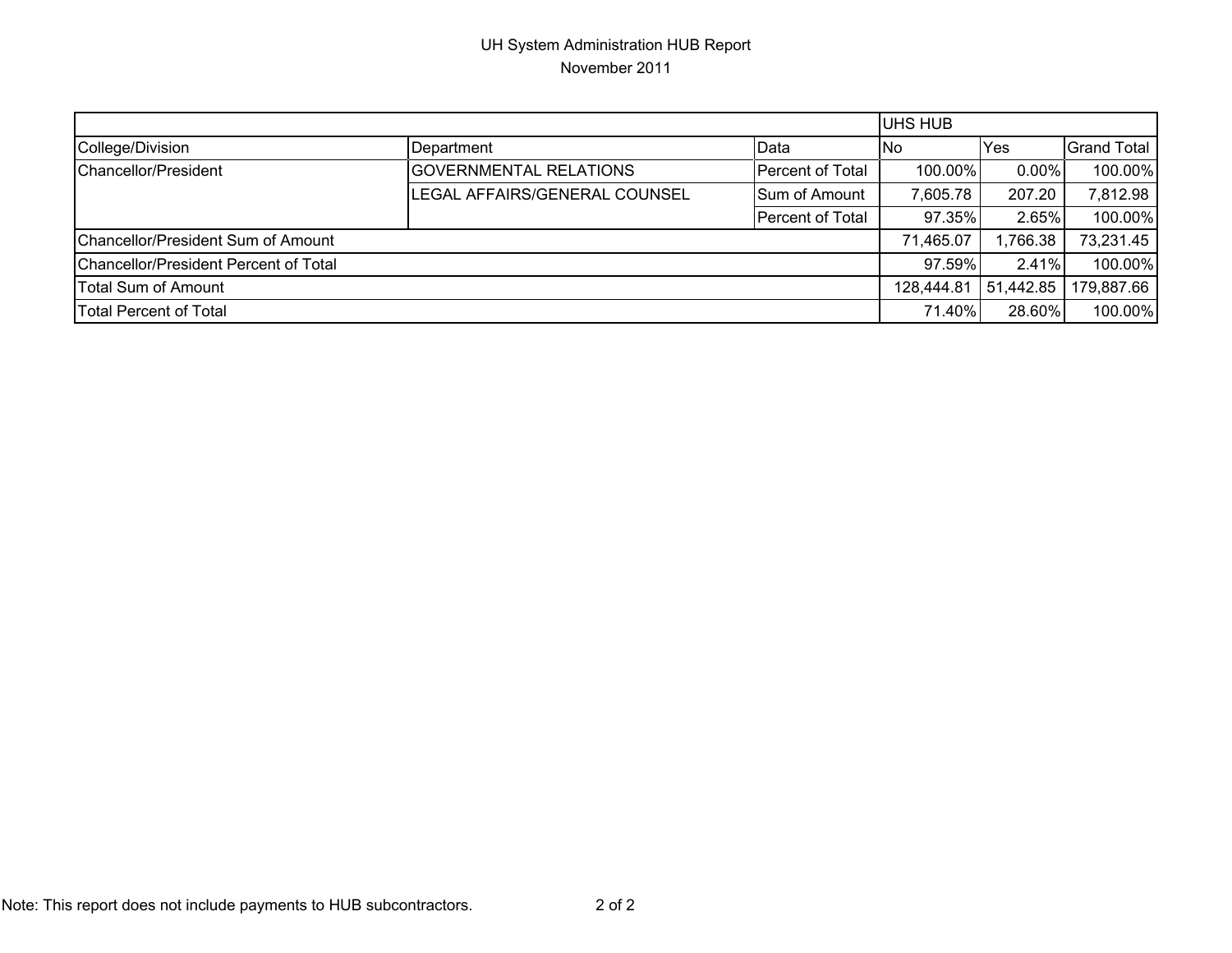UH System Administration HUB Report
November 2011

| | | | UHS HUB | | |
|---|---|---|---|---|---|
| College/Division | Department | Data | No | Yes | Grand Total |
| Chancellor/President | GOVERNMENTAL RELATIONS | Percent of Total | 100.00% | 0.00% | 100.00% |
| | LEGAL AFFAIRS/GENERAL COUNSEL | Sum of Amount | 7,605.78 | 207.20 | 7,812.98 |
| | | Percent of Total | 97.35% | 2.65% | 100.00% |
| Chancellor/President Sum of Amount | | | 71,465.07 | 1,766.38 | 73,231.45 |
| Chancellor/President Percent of Total | | | 97.59% | 2.41% | 100.00% |
| Total Sum of Amount | | | 128,444.81 | 51,442.85 | 179,887.66 |
| Total Percent of Total | | | 71.40% | 28.60% | 100.00% |

Note: This report does not include payments to HUB subcontractors.